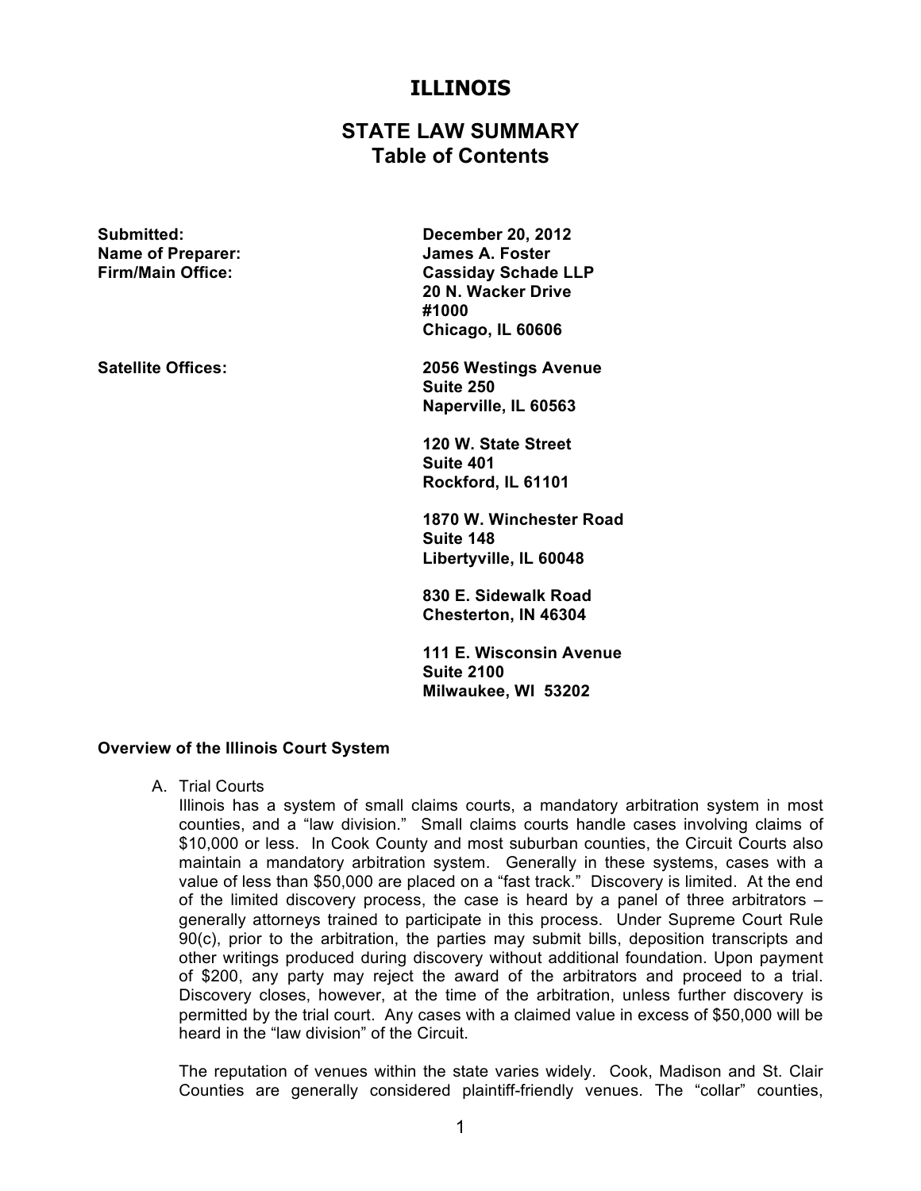# ILLINOIS

## STATE LAW SUMMARY
## Table of Contents

| | |
|---|---|
| **Submitted:** | **December 20, 2012** |
| **Name of Preparer:** | **James A. Foster** |
| **Firm/Main Office:** | **Cassiday Schade LLP**<br>**20 N. Wacker Drive**<br>**#1000**<br>**Chicago, IL 60606** |
| **Satellite Offices:** | **2056 Westings Avenue**<br>**Suite 250**<br>**Naperville, IL 60563**<br><br>**120 W. State Street**<br>**Suite 401**<br>**Rockford, IL 61101**<br><br>**1870 W. Winchester Road**<br>**Suite 148**<br>**Libertyville, IL 60048**<br><br>**830 E. Sidewalk Road**<br>**Chesterton, IN 46304**<br><br>**111 E. Wisconsin Avenue**<br>**Suite 2100**<br>**Milwaukee, WI 53202** |

### Overview of the Illinois Court System

A. Trial Courts

Illinois has a system of small claims courts, a mandatory arbitration system in most counties, and a "law division." Small claims courts handle cases involving claims of $10,000 or less. In Cook County and most suburban counties, the Circuit Courts also maintain a mandatory arbitration system. Generally in these systems, cases with a value of less than $50,000 are placed on a "fast track." Discovery is limited. At the end of the limited discovery process, the case is heard by a panel of three arbitrators – generally attorneys trained to participate in this process. Under Supreme Court Rule 90(c), prior to the arbitration, the parties may submit bills, deposition transcripts and other writings produced during discovery without additional foundation. Upon payment of $200, any party may reject the award of the arbitrators and proceed to a trial. Discovery closes, however, at the time of the arbitration, unless further discovery is permitted by the trial court. Any cases with a claimed value in excess of $50,000 will be heard in the "law division" of the Circuit.

The reputation of venues within the state varies widely. Cook, Madison and St. Clair Counties are generally considered plaintiff-friendly venues. The "collar" counties,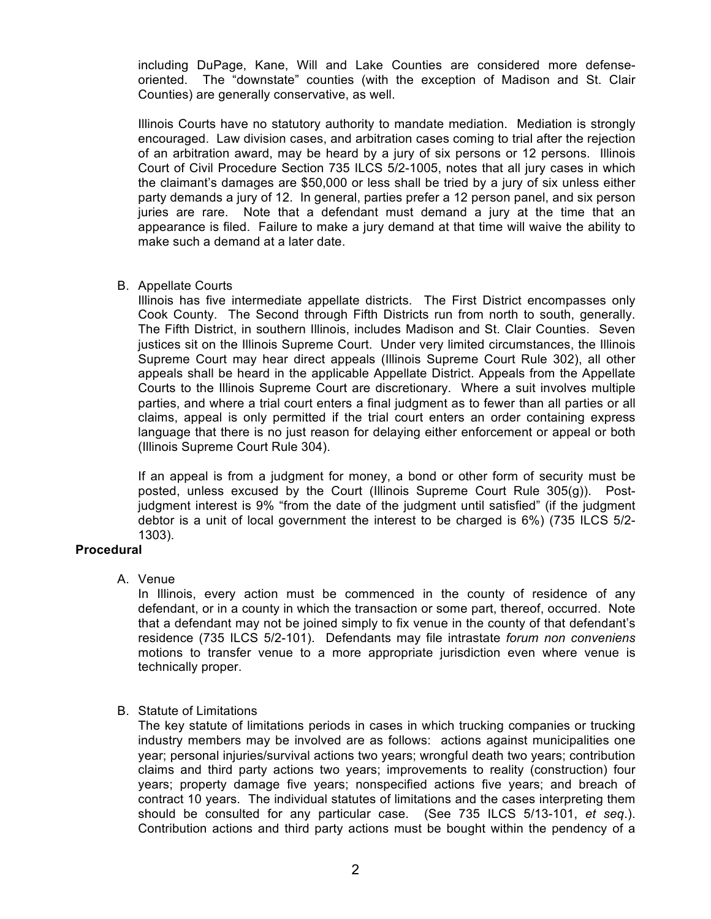including DuPage, Kane, Will and Lake Counties are considered more defense-oriented. The "downstate" counties (with the exception of Madison and St. Clair Counties) are generally conservative, as well.

Illinois Courts have no statutory authority to mandate mediation. Mediation is strongly encouraged. Law division cases, and arbitration cases coming to trial after the rejection of an arbitration award, may be heard by a jury of six persons or 12 persons. Illinois Court of Civil Procedure Section 735 ILCS 5/2-1005, notes that all jury cases in which the claimant's damages are $50,000 or less shall be tried by a jury of six unless either party demands a jury of 12. In general, parties prefer a 12 person panel, and six person juries are rare. Note that a defendant must demand a jury at the time that an appearance is filed. Failure to make a jury demand at that time will waive the ability to make such a demand at a later date.

B. Appellate Courts

Illinois has five intermediate appellate districts. The First District encompasses only Cook County. The Second through Fifth Districts run from north to south, generally. The Fifth District, in southern Illinois, includes Madison and St. Clair Counties. Seven justices sit on the Illinois Supreme Court. Under very limited circumstances, the Illinois Supreme Court may hear direct appeals (Illinois Supreme Court Rule 302), all other appeals shall be heard in the applicable Appellate District. Appeals from the Appellate Courts to the Illinois Supreme Court are discretionary. Where a suit involves multiple parties, and where a trial court enters a final judgment as to fewer than all parties or all claims, appeal is only permitted if the trial court enters an order containing express language that there is no just reason for delaying either enforcement or appeal or both (Illinois Supreme Court Rule 304).

If an appeal is from a judgment for money, a bond or other form of security must be posted, unless excused by the Court (Illinois Supreme Court Rule 305(g)). Post-judgment interest is 9% "from the date of the judgment until satisfied" (if the judgment debtor is a unit of local government the interest to be charged is 6%) (735 ILCS 5/2-1303).

**Procedural**

A. Venue

In Illinois, every action must be commenced in the county of residence of any defendant, or in a county in which the transaction or some part, thereof, occurred. Note that a defendant may not be joined simply to fix venue in the county of that defendant's residence (735 ILCS 5/2-101). Defendants may file intrastate *forum non conveniens* motions to transfer venue to a more appropriate jurisdiction even where venue is technically proper.

B. Statute of Limitations

The key statute of limitations periods in cases in which trucking companies or trucking industry members may be involved are as follows: actions against municipalities one year; personal injuries/survival actions two years; wrongful death two years; contribution claims and third party actions two years; improvements to reality (construction) four years; property damage five years; nonspecified actions five years; and breach of contract 10 years. The individual statutes of limitations and the cases interpreting them should be consulted for any particular case. (See 735 ILCS 5/13-101, *et seq.*). Contribution actions and third party actions must be bought within the pendency of a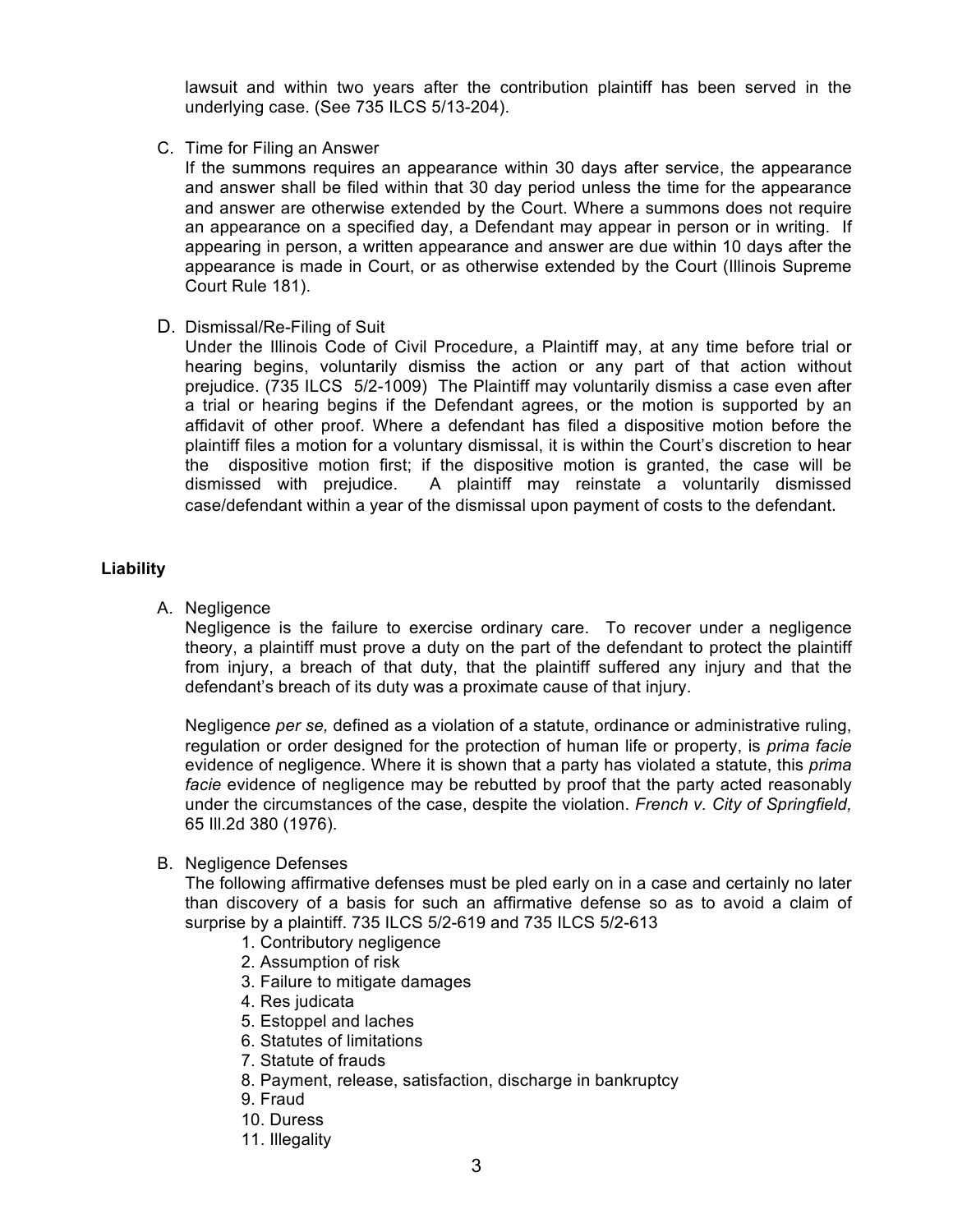lawsuit and within two years after the contribution plaintiff has been served in the underlying case. (See 735 ILCS 5/13-204).

C. Time for Filing an Answer

If the summons requires an appearance within 30 days after service, the appearance and answer shall be filed within that 30 day period unless the time for the appearance and answer are otherwise extended by the Court. Where a summons does not require an appearance on a specified day, a Defendant may appear in person or in writing. If appearing in person, a written appearance and answer are due within 10 days after the appearance is made in Court, or as otherwise extended by the Court (Illinois Supreme Court Rule 181).

D. Dismissal/Re-Filing of Suit

Under the Illinois Code of Civil Procedure, a Plaintiff may, at any time before trial or hearing begins, voluntarily dismiss the action or any part of that action without prejudice. (735 ILCS 5/2-1009) The Plaintiff may voluntarily dismiss a case even after a trial or hearing begins if the Defendant agrees, or the motion is supported by an affidavit of other proof. Where a defendant has filed a dispositive motion before the plaintiff files a motion for a voluntary dismissal, it is within the Court's discretion to hear the dispositive motion first; if the dispositive motion is granted, the case will be dismissed with prejudice. A plaintiff may reinstate a voluntarily dismissed case/defendant within a year of the dismissal upon payment of costs to the defendant.

## Liability

A. Negligence

Negligence is the failure to exercise ordinary care. To recover under a negligence theory, a plaintiff must prove a duty on the part of the defendant to protect the plaintiff from injury, a breach of that duty, that the plaintiff suffered any injury and that the defendant's breach of its duty was a proximate cause of that injury.

Negligence *per se,* defined as a violation of a statute, ordinance or administrative ruling, regulation or order designed for the protection of human life or property, is *prima facie* evidence of negligence. Where it is shown that a party has violated a statute, this *prima facie* evidence of negligence may be rebutted by proof that the party acted reasonably under the circumstances of the case, despite the violation. *French v. City of Springfield,* 65 Ill.2d 380 (1976).

B. Negligence Defenses

The following affirmative defenses must be pled early on in a case and certainly no later than discovery of a basis for such an affirmative defense so as to avoid a claim of surprise by a plaintiff. 735 ILCS 5/2-619 and 735 ILCS 5/2-613

1. Contributory negligence
2. Assumption of risk
3. Failure to mitigate damages
4. Res judicata
5. Estoppel and laches
6. Statutes of limitations
7. Statute of frauds
8. Payment, release, satisfaction, discharge in bankruptcy
9. Fraud
10. Duress
11. Illegality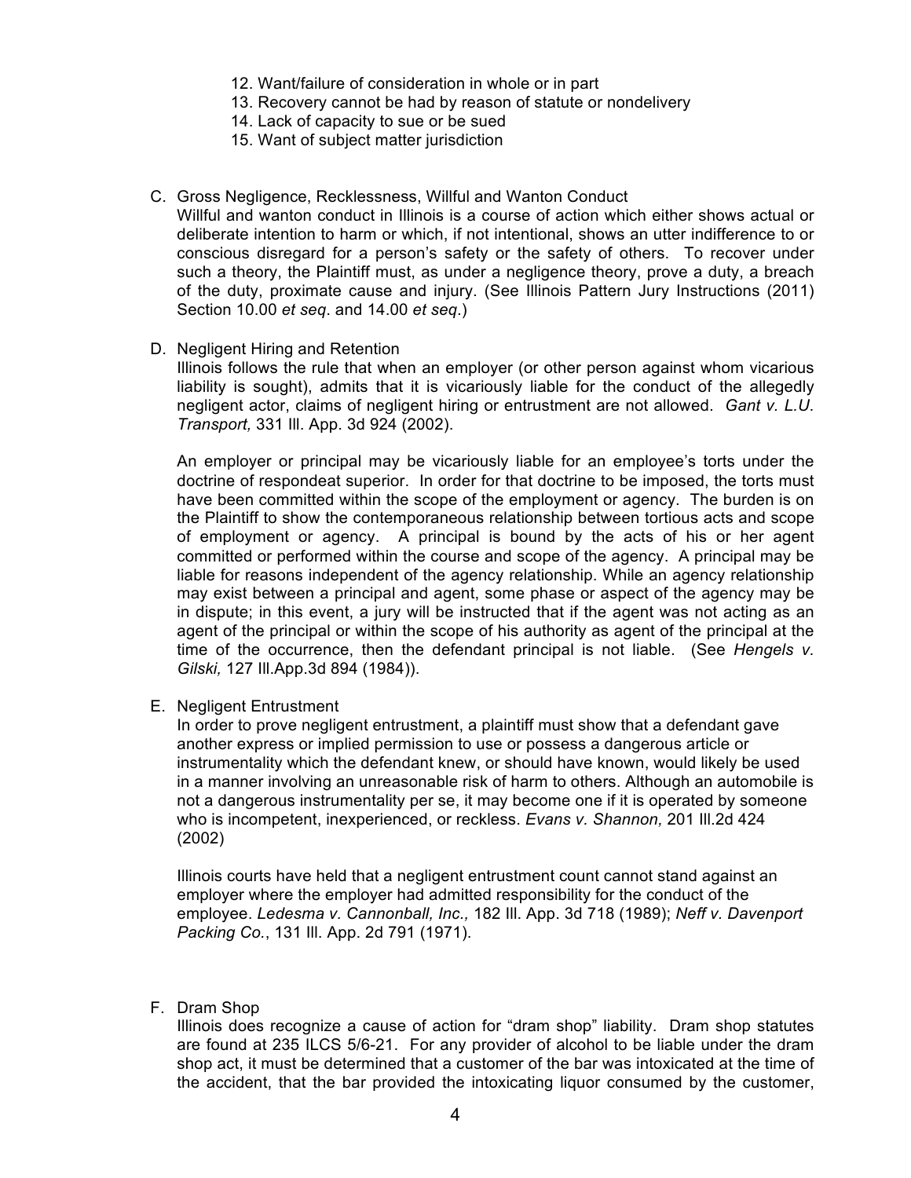12. Want/failure of consideration in whole or in part
13. Recovery cannot be had by reason of statute or nondelivery
14. Lack of capacity to sue or be sued
15. Want of subject matter jurisdiction

C. Gross Negligence, Recklessness, Willful and Wanton Conduct

Willful and wanton conduct in Illinois is a course of action which either shows actual or deliberate intention to harm or which, if not intentional, shows an utter indifference to or conscious disregard for a person's safety or the safety of others. To recover under such a theory, the Plaintiff must, as under a negligence theory, prove a duty, a breach of the duty, proximate cause and injury. (See Illinois Pattern Jury Instructions (2011) Section 10.00 *et seq*. and 14.00 *et seq*.)

D. Negligent Hiring and Retention

Illinois follows the rule that when an employer (or other person against whom vicarious liability is sought), admits that it is vicariously liable for the conduct of the allegedly negligent actor, claims of negligent hiring or entrustment are not allowed. *Gant v. L.U. Transport,* 331 Ill. App. 3d 924 (2002).

An employer or principal may be vicariously liable for an employee's torts under the doctrine of respondeat superior. In order for that doctrine to be imposed, the torts must have been committed within the scope of the employment or agency. The burden is on the Plaintiff to show the contemporaneous relationship between tortious acts and scope of employment or agency. A principal is bound by the acts of his or her agent committed or performed within the course and scope of the agency. A principal may be liable for reasons independent of the agency relationship. While an agency relationship may exist between a principal and agent, some phase or aspect of the agency may be in dispute; in this event, a jury will be instructed that if the agent was not acting as an agent of the principal or within the scope of his authority as agent of the principal at the time of the occurrence, then the defendant principal is not liable. (See *Hengels v. Gilski,* 127 Ill.App.3d 894 (1984)).

E. Negligent Entrustment

In order to prove negligent entrustment, a plaintiff must show that a defendant gave another express or implied permission to use or possess a dangerous article or instrumentality which the defendant knew, or should have known, would likely be used in a manner involving an unreasonable risk of harm to others. Although an automobile is not a dangerous instrumentality per se, it may become one if it is operated by someone who is incompetent, inexperienced, or reckless. *Evans v. Shannon,* 201 Ill.2d 424 (2002)

Illinois courts have held that a negligent entrustment count cannot stand against an employer where the employer had admitted responsibility for the conduct of the employee. *Ledesma v. Cannonball, Inc.,* 182 Ill. App. 3d 718 (1989); *Neff v. Davenport Packing Co.*, 131 Ill. App. 2d 791 (1971).

F. Dram Shop

Illinois does recognize a cause of action for "dram shop" liability. Dram shop statutes are found at 235 ILCS 5/6-21. For any provider of alcohol to be liable under the dram shop act, it must be determined that a customer of the bar was intoxicated at the time of the accident, that the bar provided the intoxicating liquor consumed by the customer,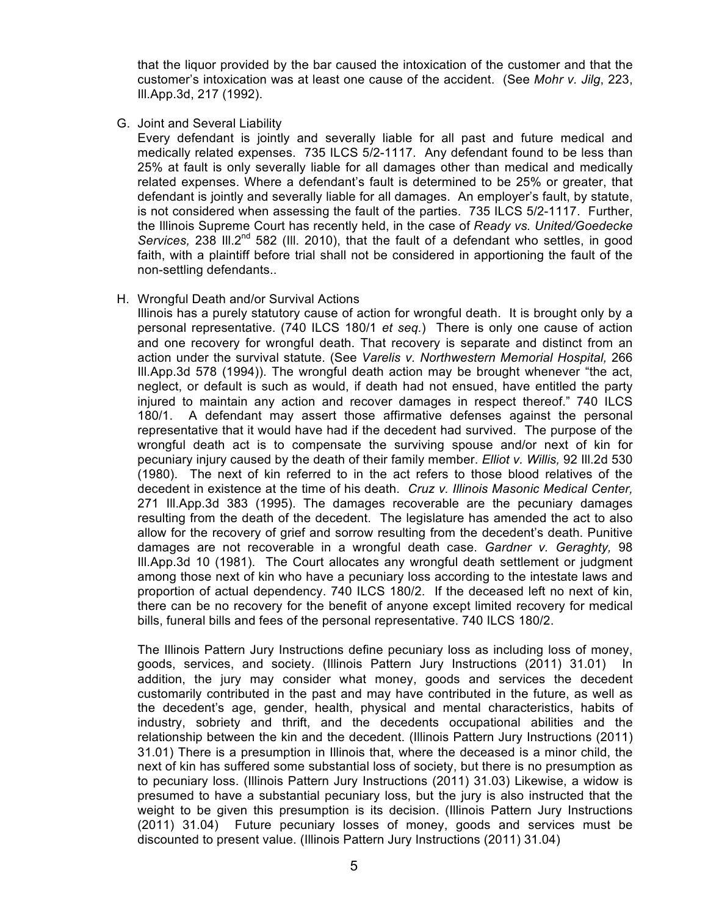that the liquor provided by the bar caused the intoxication of the customer and that the customer's intoxication was at least one cause of the accident. (See *Mohr v. Jilg*, 223, Ill.App.3d, 217 (1992).

G. Joint and Several Liability

Every defendant is jointly and severally liable for all past and future medical and medically related expenses. 735 ILCS 5/2-1117. Any defendant found to be less than 25% at fault is only severally liable for all damages other than medical and medically related expenses. Where a defendant's fault is determined to be 25% or greater, that defendant is jointly and severally liable for all damages. An employer's fault, by statute, is not considered when assessing the fault of the parties. 735 ILCS 5/2-1117. Further, the Illinois Supreme Court has recently held, in the case of *Ready vs. United/Goedecke Services,* 238 Ill.2nd 582 (Ill. 2010), that the fault of a defendant who settles, in good faith, with a plaintiff before trial shall not be considered in apportioning the fault of the non-settling defendants..

H. Wrongful Death and/or Survival Actions

Illinois has a purely statutory cause of action for wrongful death. It is brought only by a personal representative. (740 ILCS 180/1 *et seq.*) There is only one cause of action and one recovery for wrongful death. That recovery is separate and distinct from an action under the survival statute. (See *Varelis v. Northwestern Memorial Hospital,* 266 Ill.App.3d 578 (1994)). The wrongful death action may be brought whenever "the act, neglect, or default is such as would, if death had not ensued, have entitled the party injured to maintain any action and recover damages in respect thereof." 740 ILCS 180/1. A defendant may assert those affirmative defenses against the personal representative that it would have had if the decedent had survived. The purpose of the wrongful death act is to compensate the surviving spouse and/or next of kin for pecuniary injury caused by the death of their family member. *Elliot v. Willis,* 92 Ill.2d 530 (1980). The next of kin referred to in the act refers to those blood relatives of the decedent in existence at the time of his death. *Cruz v. Illinois Masonic Medical Center,* 271 Ill.App.3d 383 (1995). The damages recoverable are the pecuniary damages resulting from the death of the decedent. The legislature has amended the act to also allow for the recovery of grief and sorrow resulting from the decedent's death. Punitive damages are not recoverable in a wrongful death case. *Gardner v. Geraghty,* 98 Ill.App.3d 10 (1981). The Court allocates any wrongful death settlement or judgment among those next of kin who have a pecuniary loss according to the intestate laws and proportion of actual dependency. 740 ILCS 180/2. If the deceased left no next of kin, there can be no recovery for the benefit of anyone except limited recovery for medical bills, funeral bills and fees of the personal representative. 740 ILCS 180/2.

The Illinois Pattern Jury Instructions define pecuniary loss as including loss of money, goods, services, and society. (Illinois Pattern Jury Instructions (2011) 31.01) In addition, the jury may consider what money, goods and services the decedent customarily contributed in the past and may have contributed in the future, as well as the decedent's age, gender, health, physical and mental characteristics, habits of industry, sobriety and thrift, and the decedents occupational abilities and the relationship between the kin and the decedent. (Illinois Pattern Jury Instructions (2011) 31.01) There is a presumption in Illinois that, where the deceased is a minor child, the next of kin has suffered some substantial loss of society, but there is no presumption as to pecuniary loss. (Illinois Pattern Jury Instructions (2011) 31.03) Likewise, a widow is presumed to have a substantial pecuniary loss, but the jury is also instructed that the weight to be given this presumption is its decision. (Illinois Pattern Jury Instructions (2011) 31.04) Future pecuniary losses of money, goods and services must be discounted to present value. (Illinois Pattern Jury Instructions (2011) 31.04)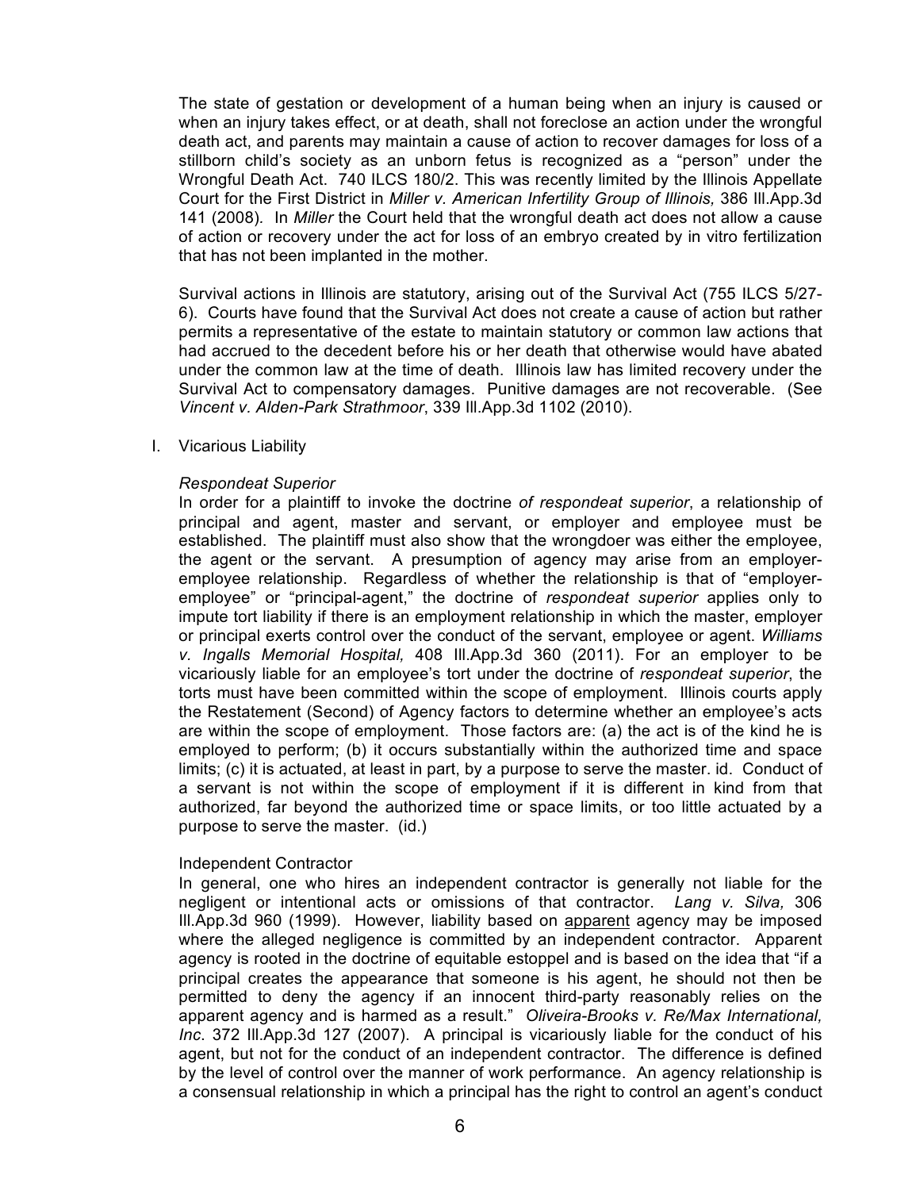The state of gestation or development of a human being when an injury is caused or when an injury takes effect, or at death, shall not foreclose an action under the wrongful death act, and parents may maintain a cause of action to recover damages for loss of a stillborn child's society as an unborn fetus is recognized as a "person" under the Wrongful Death Act. 740 ILCS 180/2. This was recently limited by the Illinois Appellate Court for the First District in *Miller v. American Infertility Group of Illinois,* 386 Ill.App.3d 141 (2008)*.* In *Miller* the Court held that the wrongful death act does not allow a cause of action or recovery under the act for loss of an embryo created by in vitro fertilization that has not been implanted in the mother.

Survival actions in Illinois are statutory, arising out of the Survival Act (755 ILCS 5/27-6). Courts have found that the Survival Act does not create a cause of action but rather permits a representative of the estate to maintain statutory or common law actions that had accrued to the decedent before his or her death that otherwise would have abated under the common law at the time of death. Illinois law has limited recovery under the Survival Act to compensatory damages. Punitive damages are not recoverable. (See *Vincent v. Alden-Park Strathmoor*, 339 Ill.App.3d 1102 (2010).

I. Vicarious Liability

*Respondeat Superior*

In order for a plaintiff to invoke the doctrine *of respondeat superior*, a relationship of principal and agent, master and servant, or employer and employee must be established. The plaintiff must also show that the wrongdoer was either the employee, the agent or the servant. A presumption of agency may arise from an employer-employee relationship. Regardless of whether the relationship is that of "employer-employee" or "principal-agent," the doctrine of *respondeat superior* applies only to impute tort liability if there is an employment relationship in which the master, employer or principal exerts control over the conduct of the servant, employee or agent. *Williams v. Ingalls Memorial Hospital,* 408 Ill.App.3d 360 (2011). For an employer to be vicariously liable for an employee's tort under the doctrine of *respondeat superior*, the torts must have been committed within the scope of employment. Illinois courts apply the Restatement (Second) of Agency factors to determine whether an employee's acts are within the scope of employment. Those factors are: (a) the act is of the kind he is employed to perform; (b) it occurs substantially within the authorized time and space limits; (c) it is actuated, at least in part, by a purpose to serve the master. id. Conduct of a servant is not within the scope of employment if it is different in kind from that authorized, far beyond the authorized time or space limits, or too little actuated by a purpose to serve the master. (id.)

Independent Contractor

In general, one who hires an independent contractor is generally not liable for the negligent or intentional acts or omissions of that contractor. *Lang v. Silva,* 306 Ill.App.3d 960 (1999). However, liability based on <u>apparent</u> agency may be imposed where the alleged negligence is committed by an independent contractor. Apparent agency is rooted in the doctrine of equitable estoppel and is based on the idea that "if a principal creates the appearance that someone is his agent, he should not then be permitted to deny the agency if an innocent third-party reasonably relies on the apparent agency and is harmed as a result." *Oliveira-Brooks v. Re/Max International, Inc*. 372 Ill.App.3d 127 (2007). A principal is vicariously liable for the conduct of his agent, but not for the conduct of an independent contractor. The difference is defined by the level of control over the manner of work performance. An agency relationship is a consensual relationship in which a principal has the right to control an agent's conduct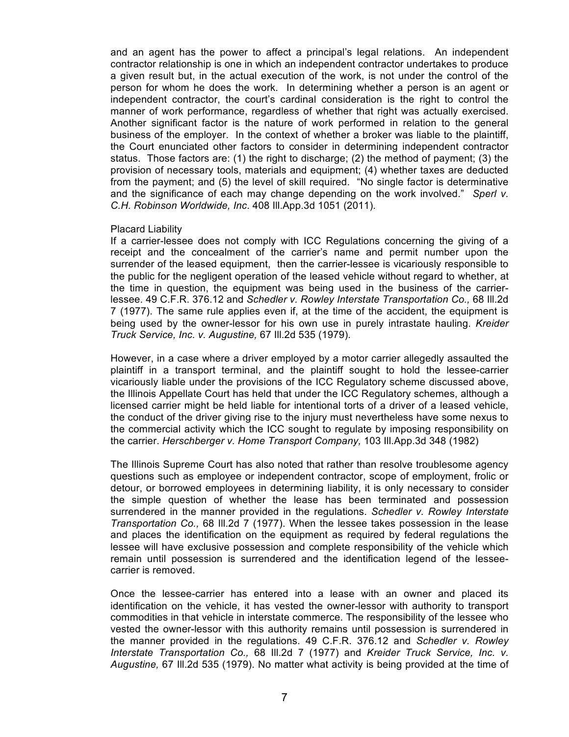and an agent has the power to affect a principal's legal relations. An independent contractor relationship is one in which an independent contractor undertakes to produce a given result but, in the actual execution of the work, is not under the control of the person for whom he does the work. In determining whether a person is an agent or independent contractor, the court's cardinal consideration is the right to control the manner of work performance, regardless of whether that right was actually exercised. Another significant factor is the nature of work performed in relation to the general business of the employer. In the context of whether a broker was liable to the plaintiff, the Court enunciated other factors to consider in determining independent contractor status. Those factors are: (1) the right to discharge; (2) the method of payment; (3) the provision of necessary tools, materials and equipment; (4) whether taxes are deducted from the payment; and (5) the level of skill required. "No single factor is determinative and the significance of each may change depending on the work involved." *Sperl v. C.H. Robinson Worldwide, Inc*. 408 Ill.App.3d 1051 (2011).

Placard Liability

If a carrier-lessee does not comply with ICC Regulations concerning the giving of a receipt and the concealment of the carrier's name and permit number upon the surrender of the leased equipment, then the carrier-lessee is vicariously responsible to the public for the negligent operation of the leased vehicle without regard to whether, at the time in question, the equipment was being used in the business of the carrier-lessee. 49 C.F.R. 376.12 and *Schedler v. Rowley Interstate Transportation Co.,* 68 Ill.2d 7 (1977). The same rule applies even if, at the time of the accident, the equipment is being used by the owner-lessor for his own use in purely intrastate hauling. *Kreider Truck Service, Inc. v. Augustine,* 67 Ill.2d 535 (1979).

However, in a case where a driver employed by a motor carrier allegedly assaulted the plaintiff in a transport terminal, and the plaintiff sought to hold the lessee-carrier vicariously liable under the provisions of the ICC Regulatory scheme discussed above, the Illinois Appellate Court has held that under the ICC Regulatory schemes, although a licensed carrier might be held liable for intentional torts of a driver of a leased vehicle, the conduct of the driver giving rise to the injury must nevertheless have some nexus to the commercial activity which the ICC sought to regulate by imposing responsibility on the carrier. *Herschberger v. Home Transport Company,* 103 Ill.App.3d 348 (1982)

The Illinois Supreme Court has also noted that rather than resolve troublesome agency questions such as employee or independent contractor, scope of employment, frolic or detour, or borrowed employees in determining liability, it is only necessary to consider the simple question of whether the lease has been terminated and possession surrendered in the manner provided in the regulations. *Schedler v. Rowley Interstate Transportation Co.,* 68 Ill.2d 7 (1977). When the lessee takes possession in the lease and places the identification on the equipment as required by federal regulations the lessee will have exclusive possession and complete responsibility of the vehicle which remain until possession is surrendered and the identification legend of the lessee-carrier is removed.

Once the lessee-carrier has entered into a lease with an owner and placed its identification on the vehicle, it has vested the owner-lessor with authority to transport commodities in that vehicle in interstate commerce. The responsibility of the lessee who vested the owner-lessor with this authority remains until possession is surrendered in the manner provided in the regulations. 49 C.F.R. 376.12 and *Schedler v. Rowley Interstate Transportation Co.,* 68 Ill.2d 7 (1977) and *Kreider Truck Service, Inc. v. Augustine,* 67 Ill.2d 535 (1979). No matter what activity is being provided at the time of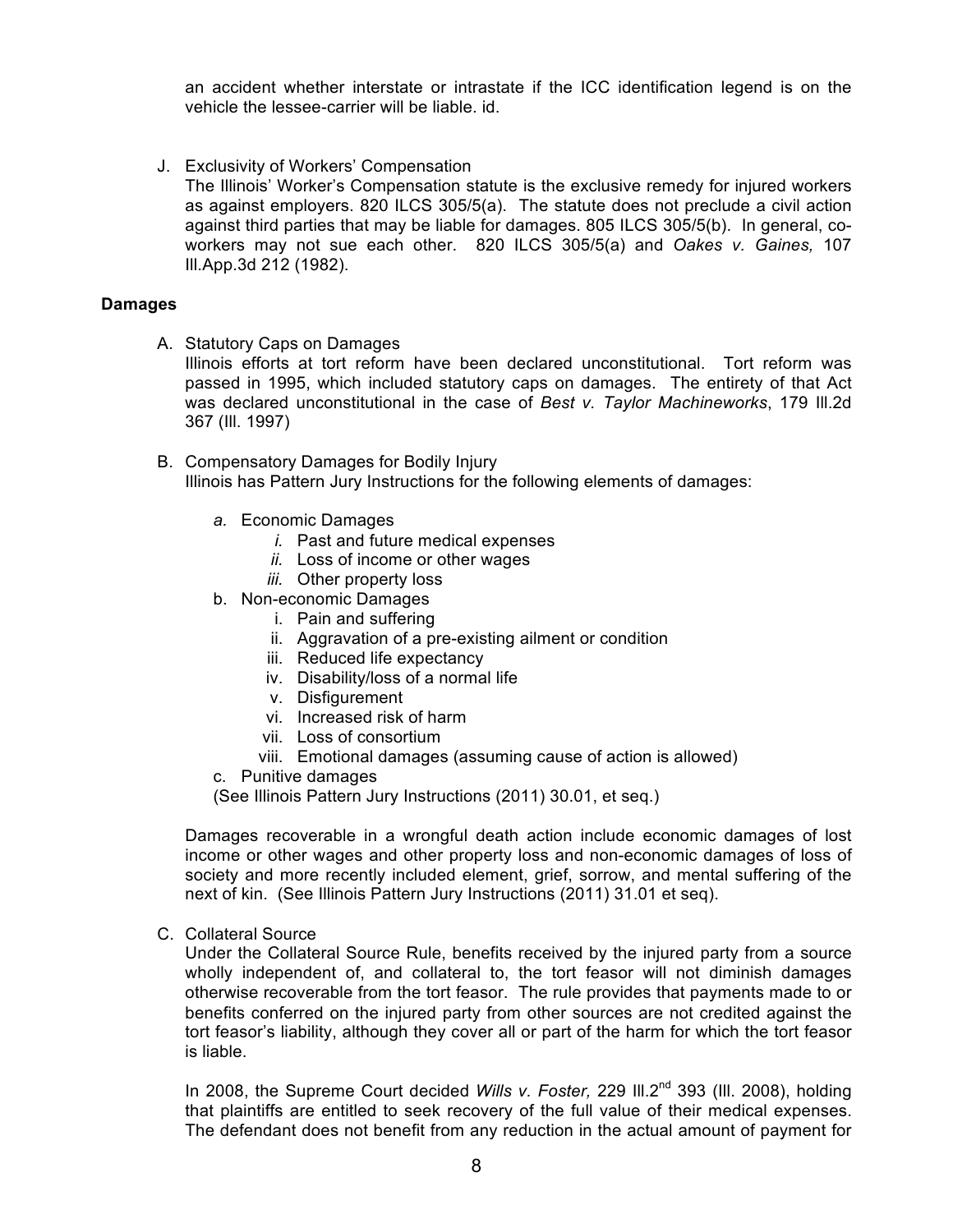an accident whether interstate or intrastate if the ICC identification legend is on the vehicle the lessee-carrier will be liable. id.

J. Exclusivity of Workers' Compensation

The Illinois' Worker's Compensation statute is the exclusive remedy for injured workers as against employers. 820 ILCS 305/5(a). The statute does not preclude a civil action against third parties that may be liable for damages. 805 ILCS 305/5(b). In general, co-workers may not sue each other. 820 ILCS 305/5(a) and *Oakes v. Gaines,* 107 Ill.App.3d 212 (1982).

**Damages**

A. Statutory Caps on Damages

Illinois efforts at tort reform have been declared unconstitutional. Tort reform was passed in 1995, which included statutory caps on damages. The entirety of that Act was declared unconstitutional in the case of *Best v. Taylor Machineworks*, 179 Ill.2d 367 (Ill. 1997)

B. Compensatory Damages for Bodily Injury

Illinois has Pattern Jury Instructions for the following elements of damages:

- *a.* Economic Damages
  - *i.* Past and future medical expenses
  - *ii.* Loss of income or other wages
  - *iii.* Other property loss
- b. Non-economic Damages
  - i. Pain and suffering
  - ii. Aggravation of a pre-existing ailment or condition
  - iii. Reduced life expectancy
  - iv. Disability/loss of a normal life
  - v. Disfigurement
  - vi. Increased risk of harm
  - vii. Loss of consortium
  - viii. Emotional damages (assuming cause of action is allowed)
- c. Punitive damages

(See Illinois Pattern Jury Instructions (2011) 30.01, et seq.)

Damages recoverable in a wrongful death action include economic damages of lost income or other wages and other property loss and non-economic damages of loss of society and more recently included element, grief, sorrow, and mental suffering of the next of kin. (See Illinois Pattern Jury Instructions (2011) 31.01 et seq).

C. Collateral Source

Under the Collateral Source Rule, benefits received by the injured party from a source wholly independent of, and collateral to, the tort feasor will not diminish damages otherwise recoverable from the tort feasor. The rule provides that payments made to or benefits conferred on the injured party from other sources are not credited against the tort feasor's liability, although they cover all or part of the harm for which the tort feasor is liable.

In 2008, the Supreme Court decided *Wills v. Foster,* 229 Ill.2nd 393 (Ill. 2008), holding that plaintiffs are entitled to seek recovery of the full value of their medical expenses. The defendant does not benefit from any reduction in the actual amount of payment for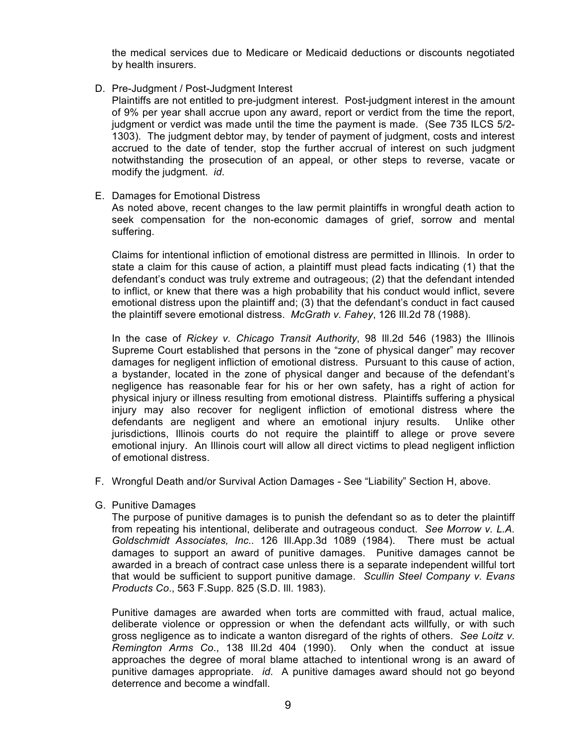the medical services due to Medicare or Medicaid deductions or discounts negotiated by health insurers.

D. Pre-Judgment / Post-Judgment Interest

Plaintiffs are not entitled to pre-judgment interest. Post-judgment interest in the amount of 9% per year shall accrue upon any award, report or verdict from the time the report, judgment or verdict was made until the time the payment is made. (See 735 ILCS 5/2-1303). The judgment debtor may, by tender of payment of judgment, costs and interest accrued to the date of tender, stop the further accrual of interest on such judgment notwithstanding the prosecution of an appeal, or other steps to reverse, vacate or modify the judgment. *id*.

E. Damages for Emotional Distress

As noted above, recent changes to the law permit plaintiffs in wrongful death action to seek compensation for the non-economic damages of grief, sorrow and mental suffering.

Claims for intentional infliction of emotional distress are permitted in Illinois. In order to state a claim for this cause of action, a plaintiff must plead facts indicating (1) that the defendant's conduct was truly extreme and outrageous; (2) that the defendant intended to inflict, or knew that there was a high probability that his conduct would inflict, severe emotional distress upon the plaintiff and; (3) that the defendant's conduct in fact caused the plaintiff severe emotional distress. *McGrath v. Fahey*, 126 Ill.2d 78 (1988).

In the case of *Rickey v. Chicago Transit Authority*, 98 Ill.2d 546 (1983) the Illinois Supreme Court established that persons in the "zone of physical danger" may recover damages for negligent infliction of emotional distress. Pursuant to this cause of action, a bystander, located in the zone of physical danger and because of the defendant's negligence has reasonable fear for his or her own safety, has a right of action for physical injury or illness resulting from emotional distress. Plaintiffs suffering a physical injury may also recover for negligent infliction of emotional distress where the defendants are negligent and where an emotional injury results. Unlike other jurisdictions, Illinois courts do not require the plaintiff to allege or prove severe emotional injury. An Illinois court will allow all direct victims to plead negligent infliction of emotional distress.

F. Wrongful Death and/or Survival Action Damages - See "Liability" Section H, above.

G. Punitive Damages

The purpose of punitive damages is to punish the defendant so as to deter the plaintiff from repeating his intentional, deliberate and outrageous conduct. *See Morrow v. L.A. Goldschmidt Associates, Inc.*. 126 Ill.App.3d 1089 (1984). There must be actual damages to support an award of punitive damages. Punitive damages cannot be awarded in a breach of contract case unless there is a separate independent willful tort that would be sufficient to support punitive damage. *Scullin Steel Company v. Evans Products Co*., 563 F.Supp. 825 (S.D. Ill. 1983).

Punitive damages are awarded when torts are committed with fraud, actual malice, deliberate violence or oppression or when the defendant acts willfully, or with such gross negligence as to indicate a wanton disregard of the rights of others. *See Loitz v. Remington Arms Co*., 138 Ill.2d 404 (1990). Only when the conduct at issue approaches the degree of moral blame attached to intentional wrong is an award of punitive damages appropriate. *id*. A punitive damages award should not go beyond deterrence and become a windfall.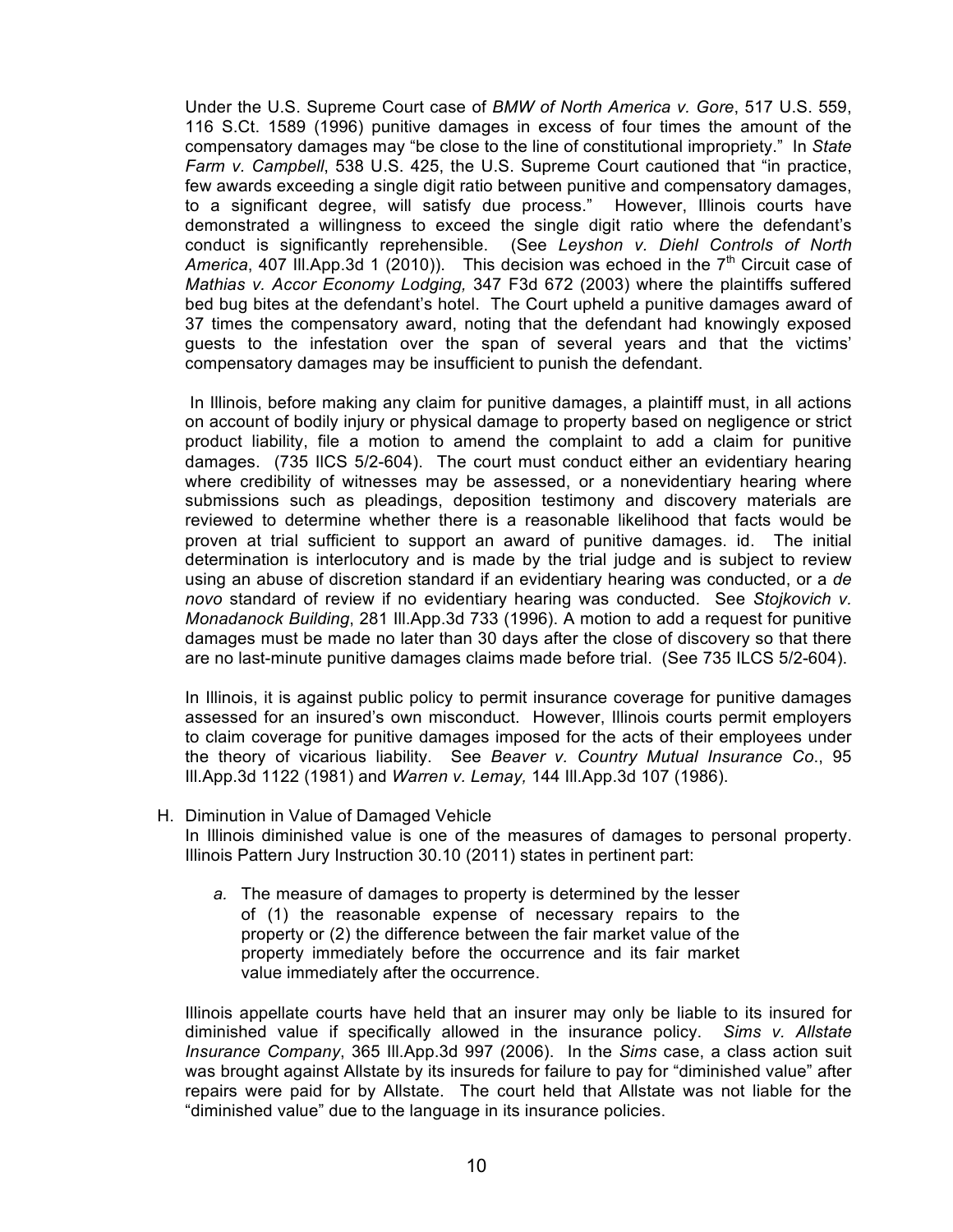Under the U.S. Supreme Court case of *BMW of North America v. Gore*, 517 U.S. 559, 116 S.Ct. 1589 (1996) punitive damages in excess of four times the amount of the compensatory damages may "be close to the line of constitutional impropriety." In *State Farm v. Campbell*, 538 U.S. 425, the U.S. Supreme Court cautioned that "in practice, few awards exceeding a single digit ratio between punitive and compensatory damages, to a significant degree, will satisfy due process." However, Illinois courts have demonstrated a willingness to exceed the single digit ratio where the defendant's conduct is significantly reprehensible. (See *Leyshon v. Diehl Controls of North America*, 407 Ill.App.3d 1 (2010)). This decision was echoed in the 7th Circuit case of *Mathias v. Accor Economy Lodging,* 347 F3d 672 (2003) where the plaintiffs suffered bed bug bites at the defendant's hotel. The Court upheld a punitive damages award of 37 times the compensatory award, noting that the defendant had knowingly exposed guests to the infestation over the span of several years and that the victims' compensatory damages may be insufficient to punish the defendant.

In Illinois, before making any claim for punitive damages, a plaintiff must, in all actions on account of bodily injury or physical damage to property based on negligence or strict product liability, file a motion to amend the complaint to add a claim for punitive damages. (735 IlCS 5/2-604). The court must conduct either an evidentiary hearing where credibility of witnesses may be assessed, or a nonevidentiary hearing where submissions such as pleadings, deposition testimony and discovery materials are reviewed to determine whether there is a reasonable likelihood that facts would be proven at trial sufficient to support an award of punitive damages. id. The initial determination is interlocutory and is made by the trial judge and is subject to review using an abuse of discretion standard if an evidentiary hearing was conducted, or a *de novo* standard of review if no evidentiary hearing was conducted. See *Stojkovich v. Monadanock Building*, 281 Ill.App.3d 733 (1996). A motion to add a request for punitive damages must be made no later than 30 days after the close of discovery so that there are no last-minute punitive damages claims made before trial. (See 735 ILCS 5/2-604).

In Illinois, it is against public policy to permit insurance coverage for punitive damages assessed for an insured's own misconduct. However, Illinois courts permit employers to claim coverage for punitive damages imposed for the acts of their employees under the theory of vicarious liability. See *Beaver v. Country Mutual Insurance Co*., 95 Ill.App.3d 1122 (1981) and *Warren v. Lemay,* 144 Ill.App.3d 107 (1986).

H. Diminution in Value of Damaged Vehicle

In Illinois diminished value is one of the measures of damages to personal property. Illinois Pattern Jury Instruction 30.10 (2011) states in pertinent part:

> *a.* The measure of damages to property is determined by the lesser of (1) the reasonable expense of necessary repairs to the property or (2) the difference between the fair market value of the property immediately before the occurrence and its fair market value immediately after the occurrence.

Illinois appellate courts have held that an insurer may only be liable to its insured for diminished value if specifically allowed in the insurance policy. *Sims v. Allstate Insurance Company*, 365 Ill.App.3d 997 (2006). In the *Sims* case, a class action suit was brought against Allstate by its insureds for failure to pay for "diminished value" after repairs were paid for by Allstate. The court held that Allstate was not liable for the "diminished value" due to the language in its insurance policies.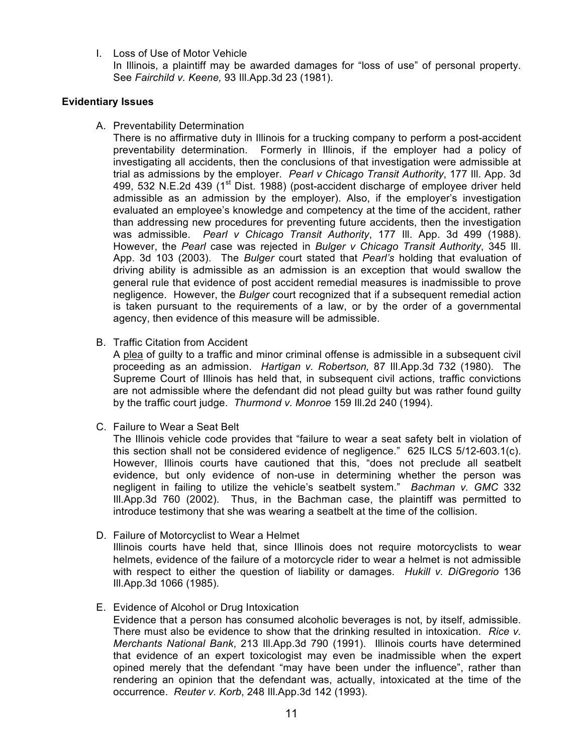I. Loss of Use of Motor Vehicle

In Illinois, a plaintiff may be awarded damages for "loss of use" of personal property. See *Fairchild v. Keene,* 93 Ill.App.3d 23 (1981).

**Evidentiary Issues**

A. Preventability Determination

There is no affirmative duty in Illinois for a trucking company to perform a post-accident preventability determination. Formerly in Illinois, if the employer had a policy of investigating all accidents, then the conclusions of that investigation were admissible at trial as admissions by the employer. *Pearl v Chicago Transit Authority*, 177 Ill. App. 3d 499, 532 N.E.2d 439 (1st Dist. 1988) (post-accident discharge of employee driver held admissible as an admission by the employer). Also, if the employer's investigation evaluated an employee's knowledge and competency at the time of the accident, rather than addressing new procedures for preventing future accidents, then the investigation was admissible. *Pearl v Chicago Transit Authority*, 177 Ill. App. 3d 499 (1988). However, the *Pearl* case was rejected in *Bulger v Chicago Transit Authority*, 345 Ill. App. 3d 103 (2003). The *Bulger* court stated that *Pearl's* holding that evaluation of driving ability is admissible as an admission is an exception that would swallow the general rule that evidence of post accident remedial measures is inadmissible to prove negligence. However, the *Bulger* court recognized that if a subsequent remedial action is taken pursuant to the requirements of a law, or by the order of a governmental agency, then evidence of this measure will be admissible.

B. Traffic Citation from Accident

A plea of guilty to a traffic and minor criminal offense is admissible in a subsequent civil proceeding as an admission. *Hartigan v. Robertson,* 87 Ill.App.3d 732 (1980). The Supreme Court of Illinois has held that, in subsequent civil actions, traffic convictions are not admissible where the defendant did not plead guilty but was rather found guilty by the traffic court judge. *Thurmond v. Monroe* 159 Ill.2d 240 (1994).

C. Failure to Wear a Seat Belt

The Illinois vehicle code provides that "failure to wear a seat safety belt in violation of this section shall not be considered evidence of negligence." 625 ILCS 5/12-603.1(c). However, Illinois courts have cautioned that this, "does not preclude all seatbelt evidence, but only evidence of non-use in determining whether the person was negligent in failing to utilize the vehicle's seatbelt system." *Bachman v. GMC* 332 Ill.App.3d 760 (2002). Thus, in the Bachman case, the plaintiff was permitted to introduce testimony that she was wearing a seatbelt at the time of the collision.

D. Failure of Motorcyclist to Wear a Helmet

Illinois courts have held that, since Illinois does not require motorcyclists to wear helmets, evidence of the failure of a motorcycle rider to wear a helmet is not admissible with respect to either the question of liability or damages. *Hukill v. DiGregorio* 136 Ill.App.3d 1066 (1985).

E. Evidence of Alcohol or Drug Intoxication

Evidence that a person has consumed alcoholic beverages is not, by itself, admissible. There must also be evidence to show that the drinking resulted in intoxication. *Rice v. Merchants National Bank*, 213 Ill.App.3d 790 (1991). Illinois courts have determined that evidence of an expert toxicologist may even be inadmissible when the expert opined merely that the defendant "may have been under the influence", rather than rendering an opinion that the defendant was, actually, intoxicated at the time of the occurrence. *Reuter v. Korb*, 248 Ill.App.3d 142 (1993).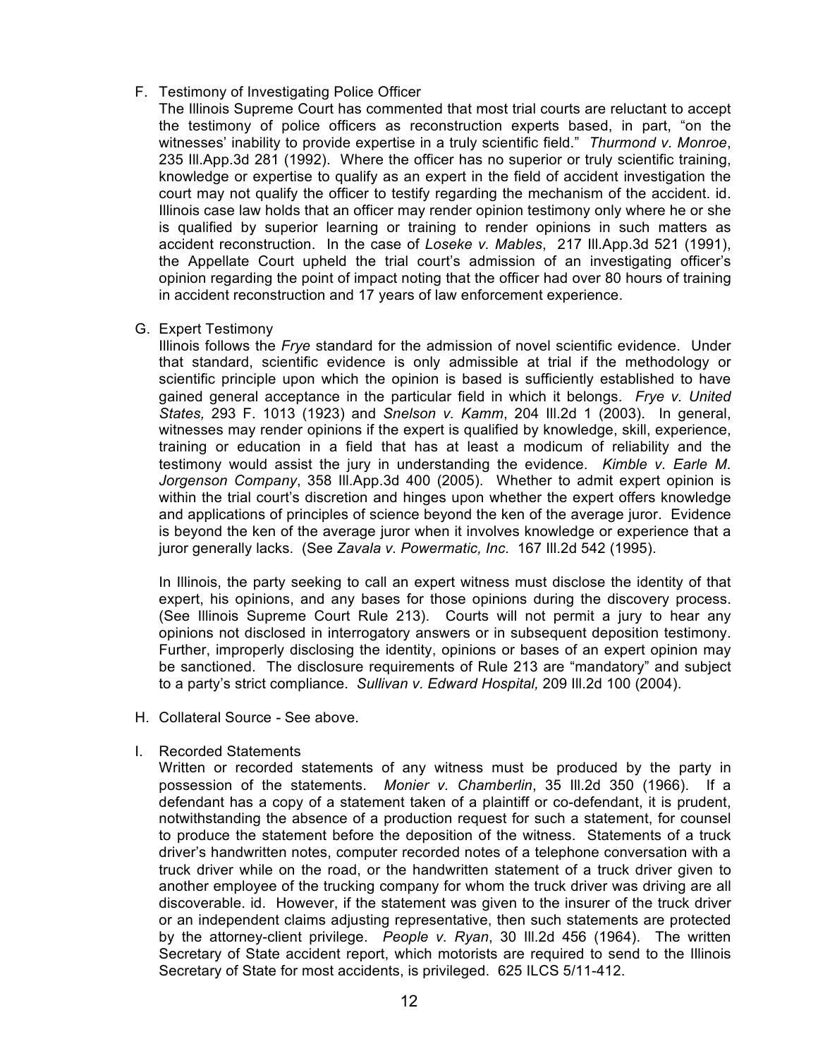F. Testimony of Investigating Police Officer

The Illinois Supreme Court has commented that most trial courts are reluctant to accept the testimony of police officers as reconstruction experts based, in part, "on the witnesses' inability to provide expertise in a truly scientific field." *Thurmond v. Monroe*, 235 Ill.App.3d 281 (1992). Where the officer has no superior or truly scientific training, knowledge or expertise to qualify as an expert in the field of accident investigation the court may not qualify the officer to testify regarding the mechanism of the accident. id. Illinois case law holds that an officer may render opinion testimony only where he or she is qualified by superior learning or training to render opinions in such matters as accident reconstruction. In the case of *Loseke v. Mables*, 217 Ill.App.3d 521 (1991), the Appellate Court upheld the trial court's admission of an investigating officer's opinion regarding the point of impact noting that the officer had over 80 hours of training in accident reconstruction and 17 years of law enforcement experience.

G. Expert Testimony

Illinois follows the *Frye* standard for the admission of novel scientific evidence. Under that standard, scientific evidence is only admissible at trial if the methodology or scientific principle upon which the opinion is based is sufficiently established to have gained general acceptance in the particular field in which it belongs. *Frye v. United States,* 293 F. 1013 (1923) and *Snelson v. Kamm*, 204 Ill.2d 1 (2003). In general, witnesses may render opinions if the expert is qualified by knowledge, skill, experience, training or education in a field that has at least a modicum of reliability and the testimony would assist the jury in understanding the evidence. *Kimble v. Earle M. Jorgenson Company*, 358 Ill.App.3d 400 (2005). Whether to admit expert opinion is within the trial court's discretion and hinges upon whether the expert offers knowledge and applications of principles of science beyond the ken of the average juror. Evidence is beyond the ken of the average juror when it involves knowledge or experience that a juror generally lacks. (See *Zavala v. Powermatic, Inc*. 167 Ill.2d 542 (1995).

In Illinois, the party seeking to call an expert witness must disclose the identity of that expert, his opinions, and any bases for those opinions during the discovery process. (See Illinois Supreme Court Rule 213). Courts will not permit a jury to hear any opinions not disclosed in interrogatory answers or in subsequent deposition testimony. Further, improperly disclosing the identity, opinions or bases of an expert opinion may be sanctioned. The disclosure requirements of Rule 213 are "mandatory" and subject to a party's strict compliance. *Sullivan v. Edward Hospital,* 209 Ill.2d 100 (2004).

H. Collateral Source - See above.

I. Recorded Statements

Written or recorded statements of any witness must be produced by the party in possession of the statements. *Monier v. Chamberlin*, 35 Ill.2d 350 (1966). If a defendant has a copy of a statement taken of a plaintiff or co-defendant, it is prudent, notwithstanding the absence of a production request for such a statement, for counsel to produce the statement before the deposition of the witness. Statements of a truck driver's handwritten notes, computer recorded notes of a telephone conversation with a truck driver while on the road, or the handwritten statement of a truck driver given to another employee of the trucking company for whom the truck driver was driving are all discoverable. id. However, if the statement was given to the insurer of the truck driver or an independent claims adjusting representative, then such statements are protected by the attorney-client privilege. *People v. Ryan*, 30 Ill.2d 456 (1964). The written Secretary of State accident report, which motorists are required to send to the Illinois Secretary of State for most accidents, is privileged. 625 ILCS 5/11-412.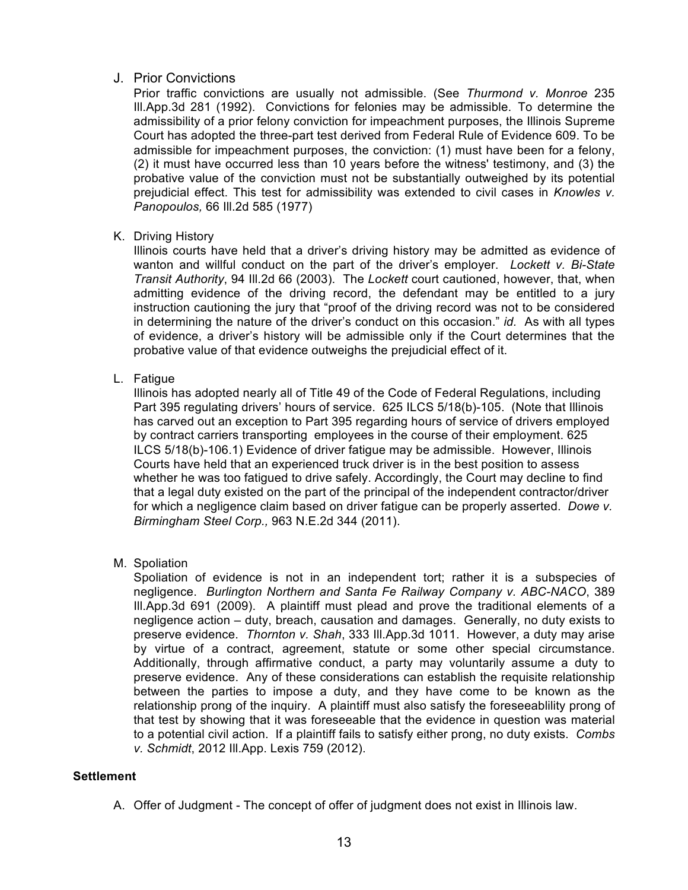J. Prior Convictions

Prior traffic convictions are usually not admissible. (See *Thurmond v. Monroe* 235 Ill.App.3d 281 (1992). Convictions for felonies may be admissible. To determine the admissibility of a prior felony conviction for impeachment purposes, the Illinois Supreme Court has adopted the three-part test derived from Federal Rule of Evidence 609. To be admissible for impeachment purposes, the conviction: (1) must have been for a felony, (2) it must have occurred less than 10 years before the witness' testimony, and (3) the probative value of the conviction must not be substantially outweighed by its potential prejudicial effect. This test for admissibility was extended to civil cases in *Knowles v. Panopoulos,* 66 Ill.2d 585 (1977)

K. Driving History

Illinois courts have held that a driver's driving history may be admitted as evidence of wanton and willful conduct on the part of the driver's employer. *Lockett v. Bi-State Transit Authority*, 94 Ill.2d 66 (2003). The *Lockett* court cautioned, however, that, when admitting evidence of the driving record, the defendant may be entitled to a jury instruction cautioning the jury that "proof of the driving record was not to be considered in determining the nature of the driver's conduct on this occasion." *id*. As with all types of evidence, a driver's history will be admissible only if the Court determines that the probative value of that evidence outweighs the prejudicial effect of it.

L. Fatigue

Illinois has adopted nearly all of Title 49 of the Code of Federal Regulations, including Part 395 regulating drivers' hours of service. 625 ILCS 5/18(b)-105. (Note that Illinois has carved out an exception to Part 395 regarding hours of service of drivers employed by contract carriers transporting employees in the course of their employment. 625 ILCS 5/18(b)-106.1) Evidence of driver fatigue may be admissible. However, Illinois Courts have held that an experienced truck driver is in the best position to assess whether he was too fatigued to drive safely. Accordingly, the Court may decline to find that a legal duty existed on the part of the principal of the independent contractor/driver for which a negligence claim based on driver fatigue can be properly asserted. *Dowe v. Birmingham Steel Corp.,* 963 N.E.2d 344 (2011).

M. Spoliation

Spoliation of evidence is not in an independent tort; rather it is a subspecies of negligence. *Burlington Northern and Santa Fe Railway Company v. ABC-NACO*, 389 Ill.App.3d 691 (2009). A plaintiff must plead and prove the traditional elements of a negligence action – duty, breach, causation and damages. Generally, no duty exists to preserve evidence. *Thornton v. Shah*, 333 Ill.App.3d 1011. However, a duty may arise by virtue of a contract, agreement, statute or some other special circumstance. Additionally, through affirmative conduct, a party may voluntarily assume a duty to preserve evidence. Any of these considerations can establish the requisite relationship between the parties to impose a duty, and they have come to be known as the relationship prong of the inquiry. A plaintiff must also satisfy the foreseeablility prong of that test by showing that it was foreseeable that the evidence in question was material to a potential civil action. If a plaintiff fails to satisfy either prong, no duty exists. *Combs v. Schmidt*, 2012 Ill.App. Lexis 759 (2012).

**Settlement**

A. Offer of Judgment - The concept of offer of judgment does not exist in Illinois law.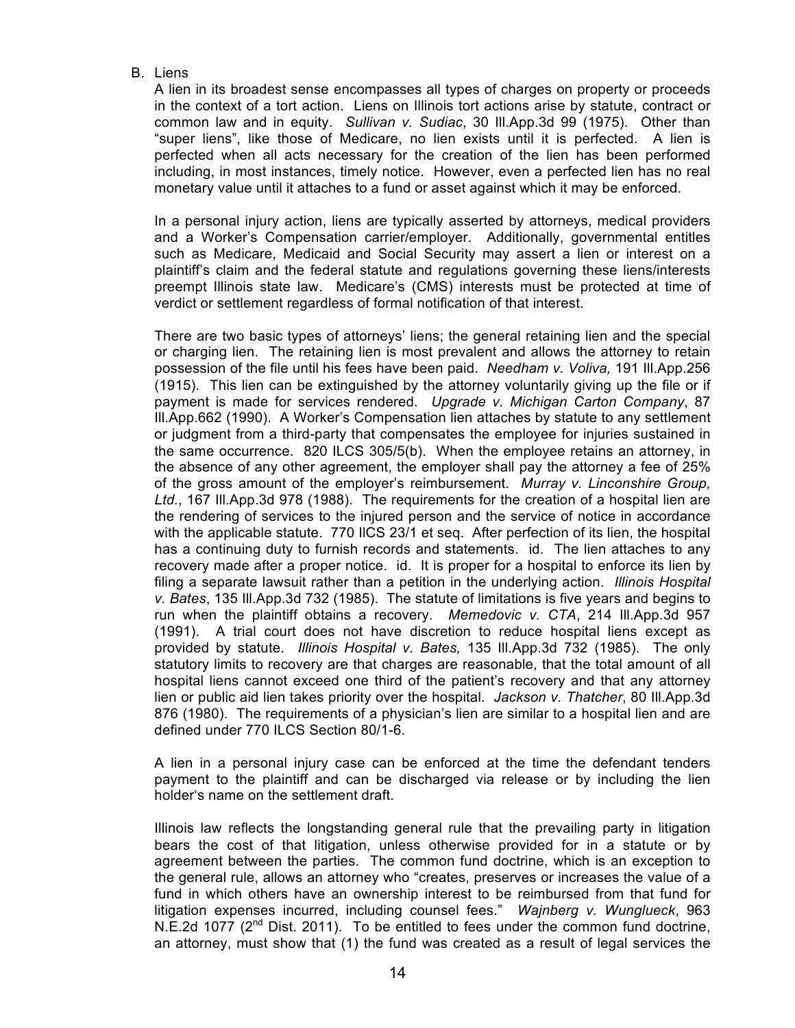B. Liens

A lien in its broadest sense encompasses all types of charges on property or proceeds in the context of a tort action. Liens on Illinois tort actions arise by statute, contract or common law and in equity. *Sullivan v. Sudiac*, 30 Ill.App.3d 99 (1975). Other than "super liens", like those of Medicare, no lien exists until it is perfected. A lien is perfected when all acts necessary for the creation of the lien has been performed including, in most instances, timely notice. However, even a perfected lien has no real monetary value until it attaches to a fund or asset against which it may be enforced.

In a personal injury action, liens are typically asserted by attorneys, medical providers and a Worker's Compensation carrier/employer. Additionally, governmental entitles such as Medicare, Medicaid and Social Security may assert a lien or interest on a plaintiff's claim and the federal statute and regulations governing these liens/interests preempt Illinois state law. Medicare's (CMS) interests must be protected at time of verdict or settlement regardless of formal notification of that interest.

There are two basic types of attorneys' liens; the general retaining lien and the special or charging lien. The retaining lien is most prevalent and allows the attorney to retain possession of the file until his fees have been paid. *Needham v. Voliva,* 191 Ill.App.256 (1915). This lien can be extinguished by the attorney voluntarily giving up the file or if payment is made for services rendered. *Upgrade v. Michigan Carton Company*, 87 Ill.App.662 (1990). A Worker's Compensation lien attaches by statute to any settlement or judgment from a third-party that compensates the employee for injuries sustained in the same occurrence. 820 ILCS 305/5(b). When the employee retains an attorney, in the absence of any other agreement, the employer shall pay the attorney a fee of 25% of the gross amount of the employer's reimbursement. *Murray v. Linconshire Group, Ltd.*, 167 Ill.App.3d 978 (1988). The requirements for the creation of a hospital lien are the rendering of services to the injured person and the service of notice in accordance with the applicable statute. 770 IlCS 23/1 et seq. After perfection of its lien, the hospital has a continuing duty to furnish records and statements. id. The lien attaches to any recovery made after a proper notice. id. It is proper for a hospital to enforce its lien by filing a separate lawsuit rather than a petition in the underlying action. *Illinois Hospital v. Bates*, 135 Ill.App.3d 732 (1985). The statute of limitations is five years and begins to run when the plaintiff obtains a recovery. *Memedovic v. CTA*, 214 Ill.App.3d 957 (1991). A trial court does not have discretion to reduce hospital liens except as provided by statute. *Illinois Hospital v. Bates,* 135 Ill.App.3d 732 (1985). The only statutory limits to recovery are that charges are reasonable, that the total amount of all hospital liens cannot exceed one third of the patient's recovery and that any attorney lien or public aid lien takes priority over the hospital. *Jackson v. Thatcher*, 80 Ill.App.3d 876 (1980). The requirements of a physician's lien are similar to a hospital lien and are defined under 770 ILCS Section 80/1-6.

A lien in a personal injury case can be enforced at the time the defendant tenders payment to the plaintiff and can be discharged via release or by including the lien holder's name on the settlement draft.

Illinois law reflects the longstanding general rule that the prevailing party in litigation bears the cost of that litigation, unless otherwise provided for in a statute or by agreement between the parties. The common fund doctrine, which is an exception to the general rule, allows an attorney who "creates, preserves or increases the value of a fund in which others have an ownership interest to be reimbursed from that fund for litigation expenses incurred, including counsel fees." *Wajnberg v. Wunglueck*, 963 N.E.2d 1077 (2nd Dist. 2011). To be entitled to fees under the common fund doctrine, an attorney, must show that (1) the fund was created as a result of legal services the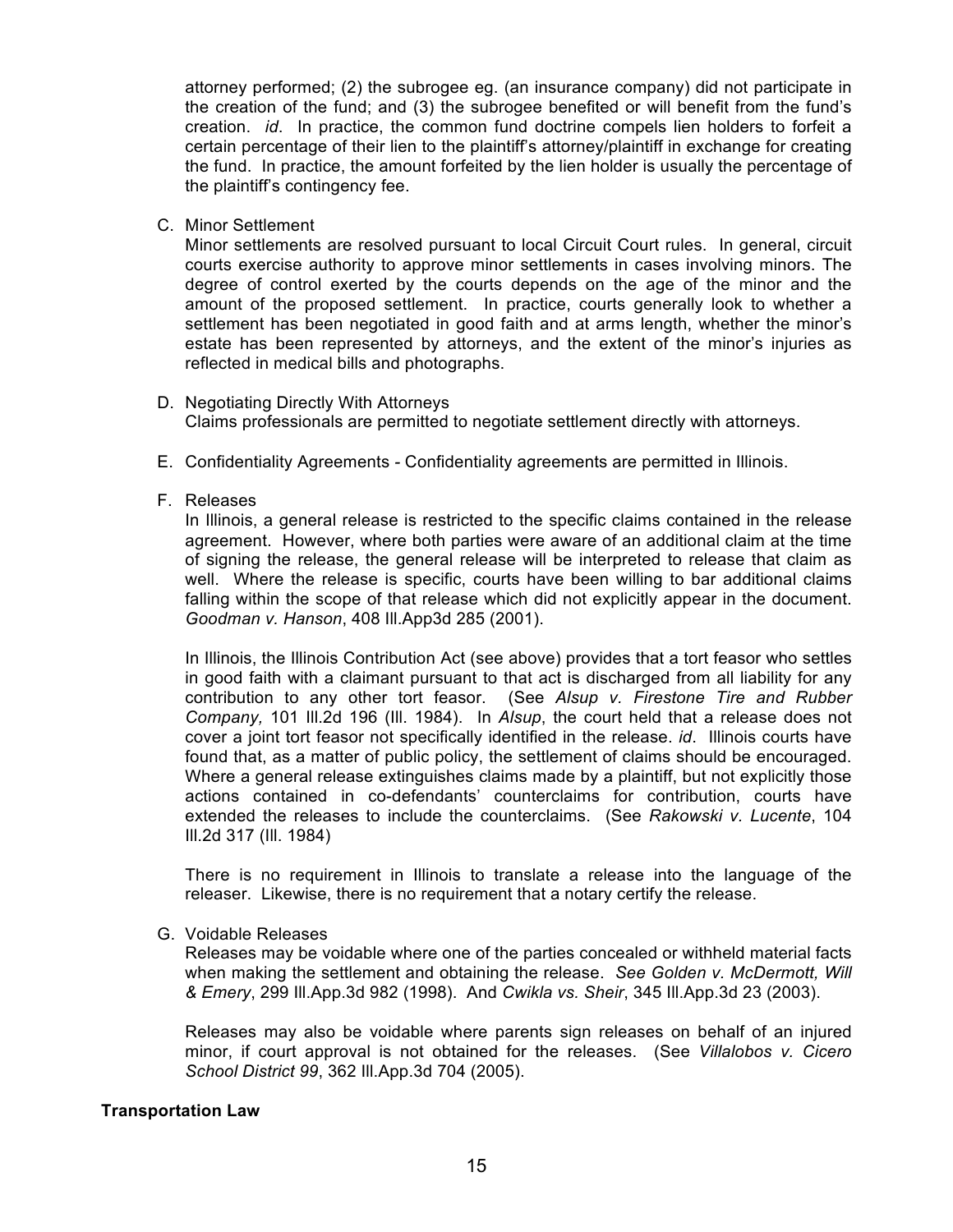attorney performed; (2) the subrogee eg. (an insurance company) did not participate in the creation of the fund; and (3) the subrogee benefited or will benefit from the fund's creation. *id*. In practice, the common fund doctrine compels lien holders to forfeit a certain percentage of their lien to the plaintiff's attorney/plaintiff in exchange for creating the fund. In practice, the amount forfeited by the lien holder is usually the percentage of the plaintiff's contingency fee.

C. Minor Settlement

Minor settlements are resolved pursuant to local Circuit Court rules. In general, circuit courts exercise authority to approve minor settlements in cases involving minors. The degree of control exerted by the courts depends on the age of the minor and the amount of the proposed settlement. In practice, courts generally look to whether a settlement has been negotiated in good faith and at arms length, whether the minor's estate has been represented by attorneys, and the extent of the minor's injuries as reflected in medical bills and photographs.

D. Negotiating Directly With Attorneys

Claims professionals are permitted to negotiate settlement directly with attorneys.

E. Confidentiality Agreements - Confidentiality agreements are permitted in Illinois.

F. Releases

In Illinois, a general release is restricted to the specific claims contained in the release agreement. However, where both parties were aware of an additional claim at the time of signing the release, the general release will be interpreted to release that claim as well. Where the release is specific, courts have been willing to bar additional claims falling within the scope of that release which did not explicitly appear in the document. *Goodman v. Hanson*, 408 Ill.App3d 285 (2001).

In Illinois, the Illinois Contribution Act (see above) provides that a tort feasor who settles in good faith with a claimant pursuant to that act is discharged from all liability for any contribution to any other tort feasor. (See *Alsup v. Firestone Tire and Rubber Company,* 101 Ill.2d 196 (Ill. 1984). In *Alsup*, the court held that a release does not cover a joint tort feasor not specifically identified in the release. *id*. Illinois courts have found that, as a matter of public policy, the settlement of claims should be encouraged. Where a general release extinguishes claims made by a plaintiff, but not explicitly those actions contained in co-defendants' counterclaims for contribution, courts have extended the releases to include the counterclaims. (See *Rakowski v. Lucente*, 104 Ill.2d 317 (Ill. 1984)

There is no requirement in Illinois to translate a release into the language of the releaser. Likewise, there is no requirement that a notary certify the release.

G. Voidable Releases

Releases may be voidable where one of the parties concealed or withheld material facts when making the settlement and obtaining the release. *See Golden v. McDermott, Will & Emery*, 299 Ill.App.3d 982 (1998). And *Cwikla vs. Sheir*, 345 Ill.App.3d 23 (2003).

Releases may also be voidable where parents sign releases on behalf of an injured minor, if court approval is not obtained for the releases. (See *Villalobos v. Cicero School District 99*, 362 Ill.App.3d 704 (2005).

**Transportation Law**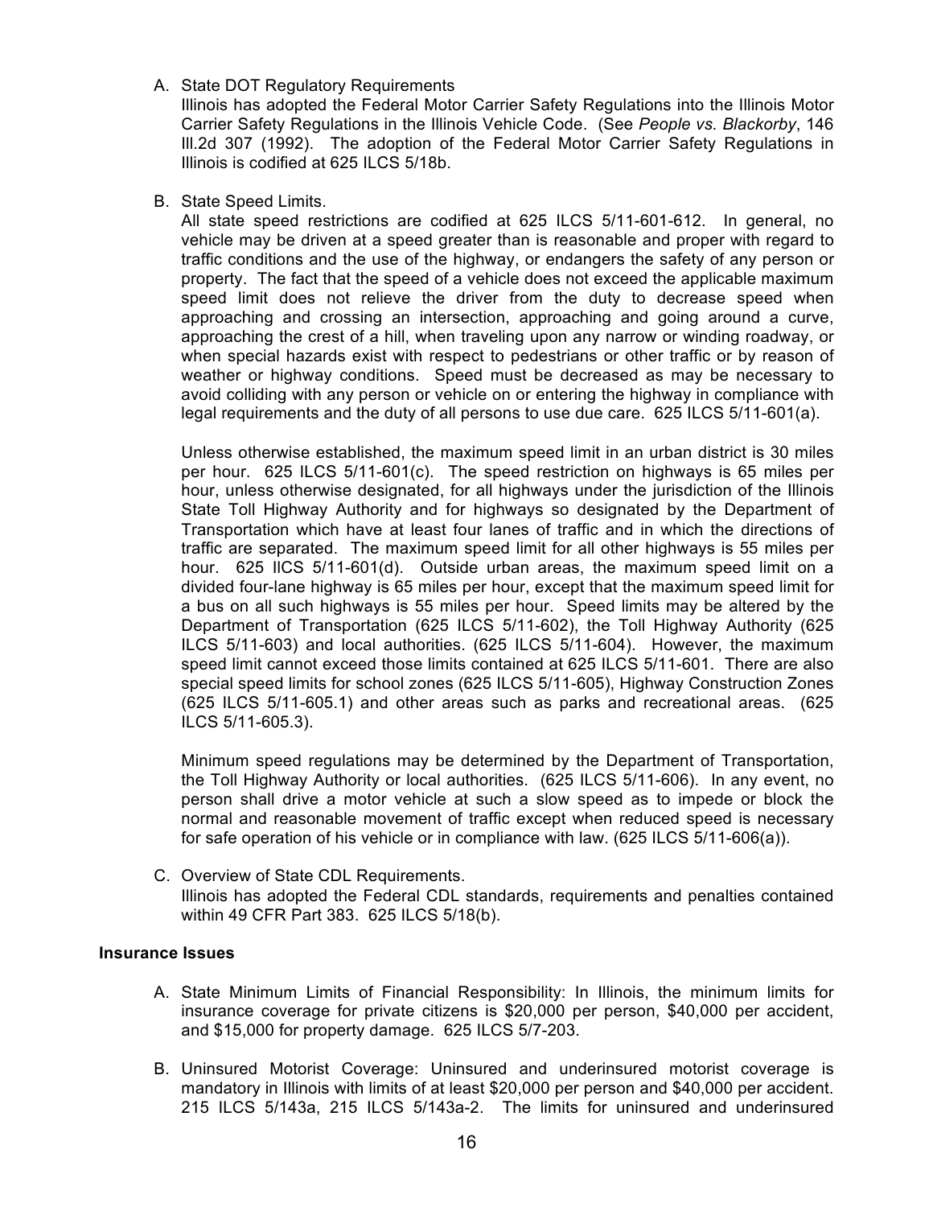A. State DOT Regulatory Requirements

   Illinois has adopted the Federal Motor Carrier Safety Regulations into the Illinois Motor Carrier Safety Regulations in the Illinois Vehicle Code. (See *People vs. Blackorby*, 146 Ill.2d 307 (1992). The adoption of the Federal Motor Carrier Safety Regulations in Illinois is codified at 625 ILCS 5/18b.

B. State Speed Limits.

   All state speed restrictions are codified at 625 ILCS 5/11-601-612. In general, no vehicle may be driven at a speed greater than is reasonable and proper with regard to traffic conditions and the use of the highway, or endangers the safety of any person or property. The fact that the speed of a vehicle does not exceed the applicable maximum speed limit does not relieve the driver from the duty to decrease speed when approaching and crossing an intersection, approaching and going around a curve, approaching the crest of a hill, when traveling upon any narrow or winding roadway, or when special hazards exist with respect to pedestrians or other traffic or by reason of weather or highway conditions. Speed must be decreased as may be necessary to avoid colliding with any person or vehicle on or entering the highway in compliance with legal requirements and the duty of all persons to use due care. 625 ILCS 5/11-601(a).

   Unless otherwise established, the maximum speed limit in an urban district is 30 miles per hour. 625 ILCS 5/11-601(c). The speed restriction on highways is 65 miles per hour, unless otherwise designated, for all highways under the jurisdiction of the Illinois State Toll Highway Authority and for highways so designated by the Department of Transportation which have at least four lanes of traffic and in which the directions of traffic are separated. The maximum speed limit for all other highways is 55 miles per hour. 625 IlCS 5/11-601(d). Outside urban areas, the maximum speed limit on a divided four-lane highway is 65 miles per hour, except that the maximum speed limit for a bus on all such highways is 55 miles per hour. Speed limits may be altered by the Department of Transportation (625 ILCS 5/11-602), the Toll Highway Authority (625 ILCS 5/11-603) and local authorities. (625 ILCS 5/11-604). However, the maximum speed limit cannot exceed those limits contained at 625 ILCS 5/11-601. There are also special speed limits for school zones (625 ILCS 5/11-605), Highway Construction Zones (625 ILCS 5/11-605.1) and other areas such as parks and recreational areas. (625 ILCS 5/11-605.3).

   Minimum speed regulations may be determined by the Department of Transportation, the Toll Highway Authority or local authorities. (625 ILCS 5/11-606). In any event, no person shall drive a motor vehicle at such a slow speed as to impede or block the normal and reasonable movement of traffic except when reduced speed is necessary for safe operation of his vehicle or in compliance with law. (625 ILCS 5/11-606(a)).

C. Overview of State CDL Requirements.

   Illinois has adopted the Federal CDL standards, requirements and penalties contained within 49 CFR Part 383. 625 ILCS 5/18(b).

**Insurance Issues**

A. State Minimum Limits of Financial Responsibility: In Illinois, the minimum limits for insurance coverage for private citizens is $20,000 per person, $40,000 per accident, and $15,000 for property damage. 625 ILCS 5/7-203.

B. Uninsured Motorist Coverage: Uninsured and underinsured motorist coverage is mandatory in Illinois with limits of at least $20,000 per person and $40,000 per accident. 215 ILCS 5/143a, 215 ILCS 5/143a-2. The limits for uninsured and underinsured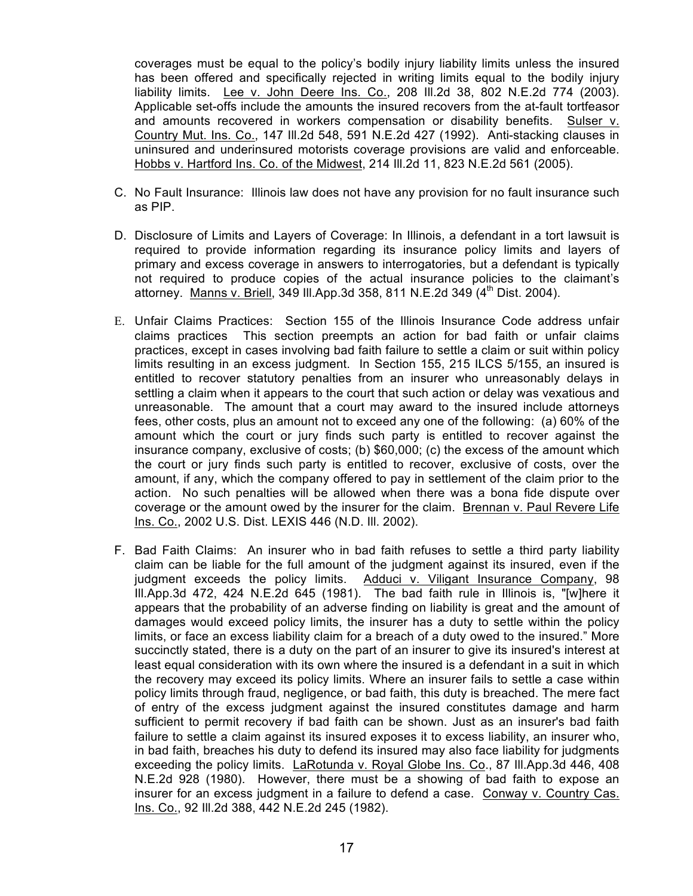coverages must be equal to the policy's bodily injury liability limits unless the insured has been offered and specifically rejected in writing limits equal to the bodily injury liability limits. Lee v. John Deere Ins. Co., 208 Ill.2d 38, 802 N.E.2d 774 (2003). Applicable set-offs include the amounts the insured recovers from the at-fault tortfeasor and amounts recovered in workers compensation or disability benefits. Sulser v. Country Mut. Ins. Co., 147 Ill.2d 548, 591 N.E.2d 427 (1992). Anti-stacking clauses in uninsured and underinsured motorists coverage provisions are valid and enforceable. Hobbs v. Hartford Ins. Co. of the Midwest, 214 Ill.2d 11, 823 N.E.2d 561 (2005).

C. No Fault Insurance: Illinois law does not have any provision for no fault insurance such as PIP.

D. Disclosure of Limits and Layers of Coverage: In Illinois, a defendant in a tort lawsuit is required to provide information regarding its insurance policy limits and layers of primary and excess coverage in answers to interrogatories, but a defendant is typically not required to produce copies of the actual insurance policies to the claimant's attorney. Manns v. Briell, 349 Ill.App.3d 358, 811 N.E.2d 349 (4th Dist. 2004).

E. Unfair Claims Practices: Section 155 of the Illinois Insurance Code address unfair claims practices This section preempts an action for bad faith or unfair claims practices, except in cases involving bad faith failure to settle a claim or suit within policy limits resulting in an excess judgment. In Section 155, 215 ILCS 5/155, an insured is entitled to recover statutory penalties from an insurer who unreasonably delays in settling a claim when it appears to the court that such action or delay was vexatious and unreasonable. The amount that a court may award to the insured include attorneys fees, other costs, plus an amount not to exceed any one of the following: (a) 60% of the amount which the court or jury finds such party is entitled to recover against the insurance company, exclusive of costs; (b) $60,000; (c) the excess of the amount which the court or jury finds such party is entitled to recover, exclusive of costs, over the amount, if any, which the company offered to pay in settlement of the claim prior to the action. No such penalties will be allowed when there was a bona fide dispute over coverage or the amount owed by the insurer for the claim. Brennan v. Paul Revere Life Ins. Co., 2002 U.S. Dist. LEXIS 446 (N.D. Ill. 2002).

F. Bad Faith Claims: An insurer who in bad faith refuses to settle a third party liability claim can be liable for the full amount of the judgment against its insured, even if the judgment exceeds the policy limits. Adduci v. Viligant Insurance Company, 98 Ill.App.3d 472, 424 N.E.2d 645 (1981). The bad faith rule in Illinois is, "[w]here it appears that the probability of an adverse finding on liability is great and the amount of damages would exceed policy limits, the insurer has a duty to settle within the policy limits, or face an excess liability claim for a breach of a duty owed to the insured." More succinctly stated, there is a duty on the part of an insurer to give its insured's interest at least equal consideration with its own where the insured is a defendant in a suit in which the recovery may exceed its policy limits. Where an insurer fails to settle a case within policy limits through fraud, negligence, or bad faith, this duty is breached. The mere fact of entry of the excess judgment against the insured constitutes damage and harm sufficient to permit recovery if bad faith can be shown. Just as an insurer's bad faith failure to settle a claim against its insured exposes it to excess liability, an insurer who, in bad faith, breaches his duty to defend its insured may also face liability for judgments exceeding the policy limits. LaRotunda v. Royal Globe Ins. Co., 87 Ill.App.3d 446, 408 N.E.2d 928 (1980). However, there must be a showing of bad faith to expose an insurer for an excess judgment in a failure to defend a case. Conway v. Country Cas. Ins. Co., 92 Ill.2d 388, 442 N.E.2d 245 (1982).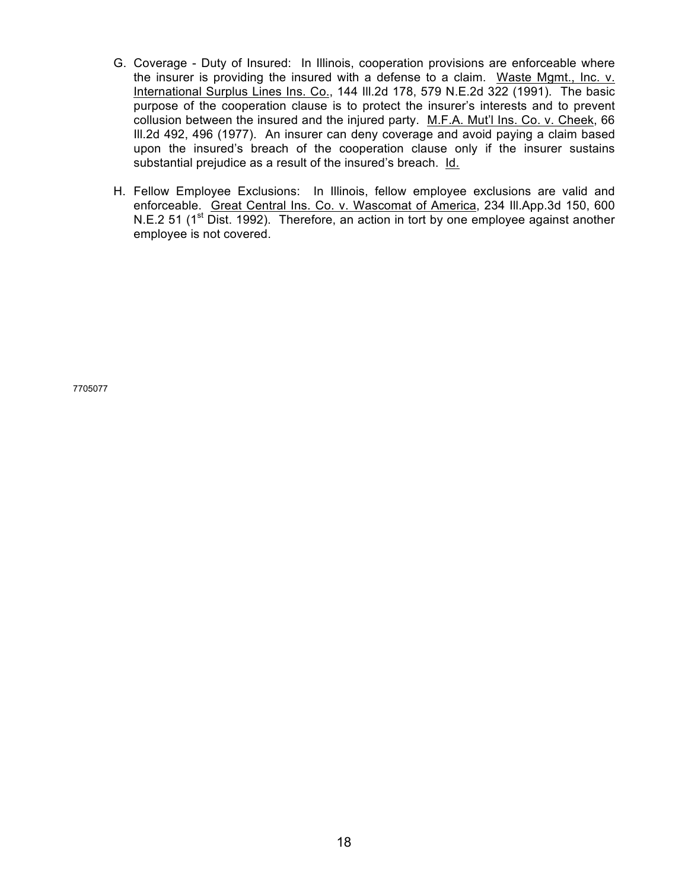G. Coverage - Duty of Insured: In Illinois, cooperation provisions are enforceable where the insurer is providing the insured with a defense to a claim. Waste Mgmt., Inc. v. International Surplus Lines Ins. Co., 144 Ill.2d 178, 579 N.E.2d 322 (1991). The basic purpose of the cooperation clause is to protect the insurer's interests and to prevent collusion between the insured and the injured party. M.F.A. Mut'l Ins. Co. v. Cheek, 66 Ill.2d 492, 496 (1977). An insurer can deny coverage and avoid paying a claim based upon the insured's breach of the cooperation clause only if the insurer sustains substantial prejudice as a result of the insured's breach. Id.

H. Fellow Employee Exclusions: In Illinois, fellow employee exclusions are valid and enforceable. Great Central Ins. Co. v. Wascomat of America, 234 Ill.App.3d 150, 600 N.E.2 51 (1st Dist. 1992). Therefore, an action in tort by one employee against another employee is not covered.

7705077